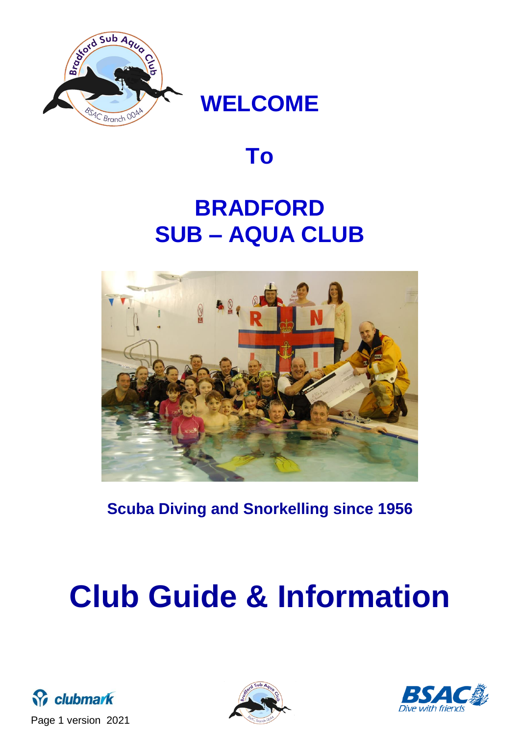# WELCOME

# To

# BRADFORD SUB – AQUA CLUB

**Scuba Diving and Snorkelling since 1956**

# Club Guide & Information

Page 1 version 2021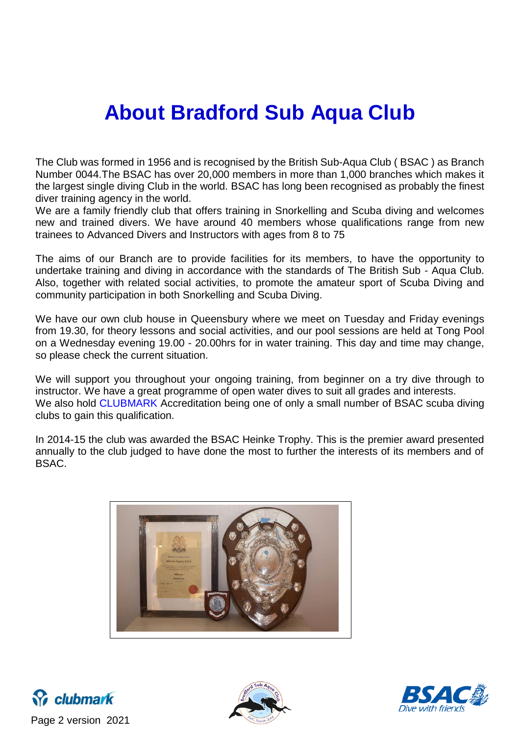# About Bradford Sub Aqua Club

The Club was formed in 1956 and is recognised by the British Sub-Aqua Club ( BSAC ) as Branch Number 0044.The BSAC has over 20,000 members in more than 1,000 branches which makes it the largest single diving Club in the world. BSAC has long been recognised as probably the finest diver training agency in the world.
We are a family friendly club that offers training in Snorkelling and Scuba diving and welcomes new and trained divers. We have around 40 members whose qualifications range from new trainees to Advanced Divers and Instructors with ages from 8 to 75

The aims of our Branch are to provide facilities for its members, to have the opportunity to undertake training and diving in accordance with the standards of The British Sub - Aqua Club. Also, together with related social activities, to promote the amateur sport of Scuba Diving and community participation in both Snorkelling and Scuba Diving.

We have our own club house in Queensbury where we meet on Tuesday and Friday evenings from 19.30, for theory lessons and social activities, and our pool sessions are held at Tong Pool on a Wednesday evening 19.00 - 20.00hrs for in water training. This day and time may change, so please check the current situation.

We will support you throughout your ongoing training, from beginner on a try dive through to instructor. We have a great programme of open water dives to suit all grades and interests.
We also hold CLUBMARK Accreditation being one of only a small number of BSAC scuba diving clubs to gain this qualification.

In 2014-15 the club was awarded the BSAC Heinke Trophy. This is the premier award presented annually to the club judged to have done the most to further the interests of its members and of BSAC.

Page 2 version 2021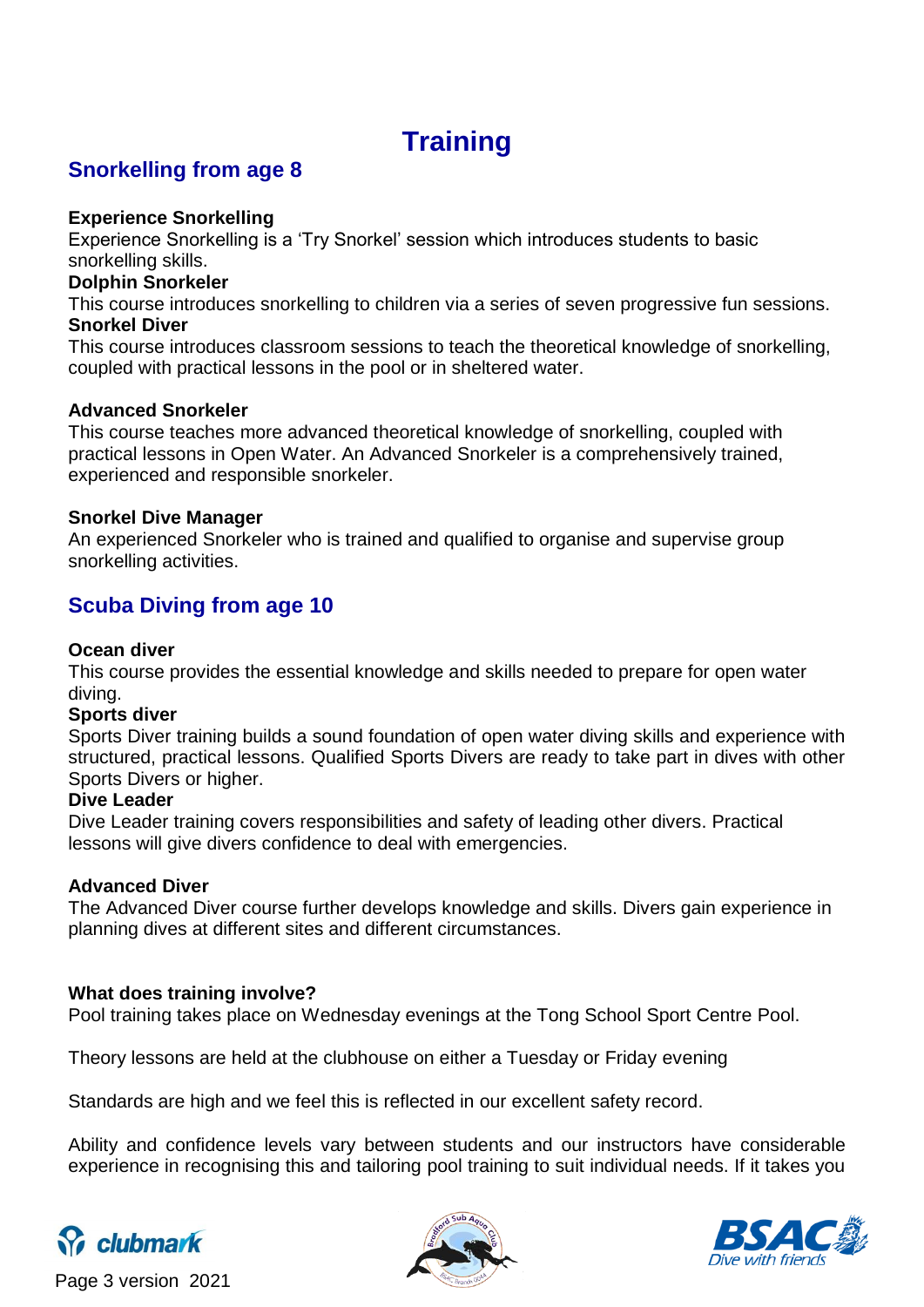# Training

## Snorkelling from age 8

**Experience Snorkelling**
Experience Snorkelling is a 'Try Snorkel' session which introduces students to basic snorkelling skills.

**Dolphin Snorkeler**
This course introduces snorkelling to children via a series of seven progressive fun sessions.

**Snorkel Diver**
This course introduces classroom sessions to teach the theoretical knowledge of snorkelling, coupled with practical lessons in the pool or in sheltered water.

**Advanced Snorkeler**
This course teaches more advanced theoretical knowledge of snorkelling, coupled with practical lessons in Open Water. An Advanced Snorkeler is a comprehensively trained, experienced and responsible snorkeler.

**Snorkel Dive Manager**
An experienced Snorkeler who is trained and qualified to organise and supervise group snorkelling activities.

## Scuba Diving from age 10

**Ocean diver**
This course provides the essential knowledge and skills needed to prepare for open water diving.

**Sports diver**
Sports Diver training builds a sound foundation of open water diving skills and experience with structured, practical lessons. Qualified Sports Divers are ready to take part in dives with other Sports Divers or higher.

**Dive Leader**
Dive Leader training covers responsibilities and safety of leading other divers. Practical lessons will give divers confidence to deal with emergencies.

**Advanced Diver**
The Advanced Diver course further develops knowledge and skills. Divers gain experience in planning dives at different sites and different circumstances.

**What does training involve?**
Pool training takes place on Wednesday evenings at the Tong School Sport Centre Pool.

Theory lessons are held at the clubhouse on either a Tuesday or Friday evening

Standards are high and we feel this is reflected in our excellent safety record.

Ability and confidence levels vary between students and our instructors have considerable experience in recognising this and tailoring pool training to suit individual needs. If it takes you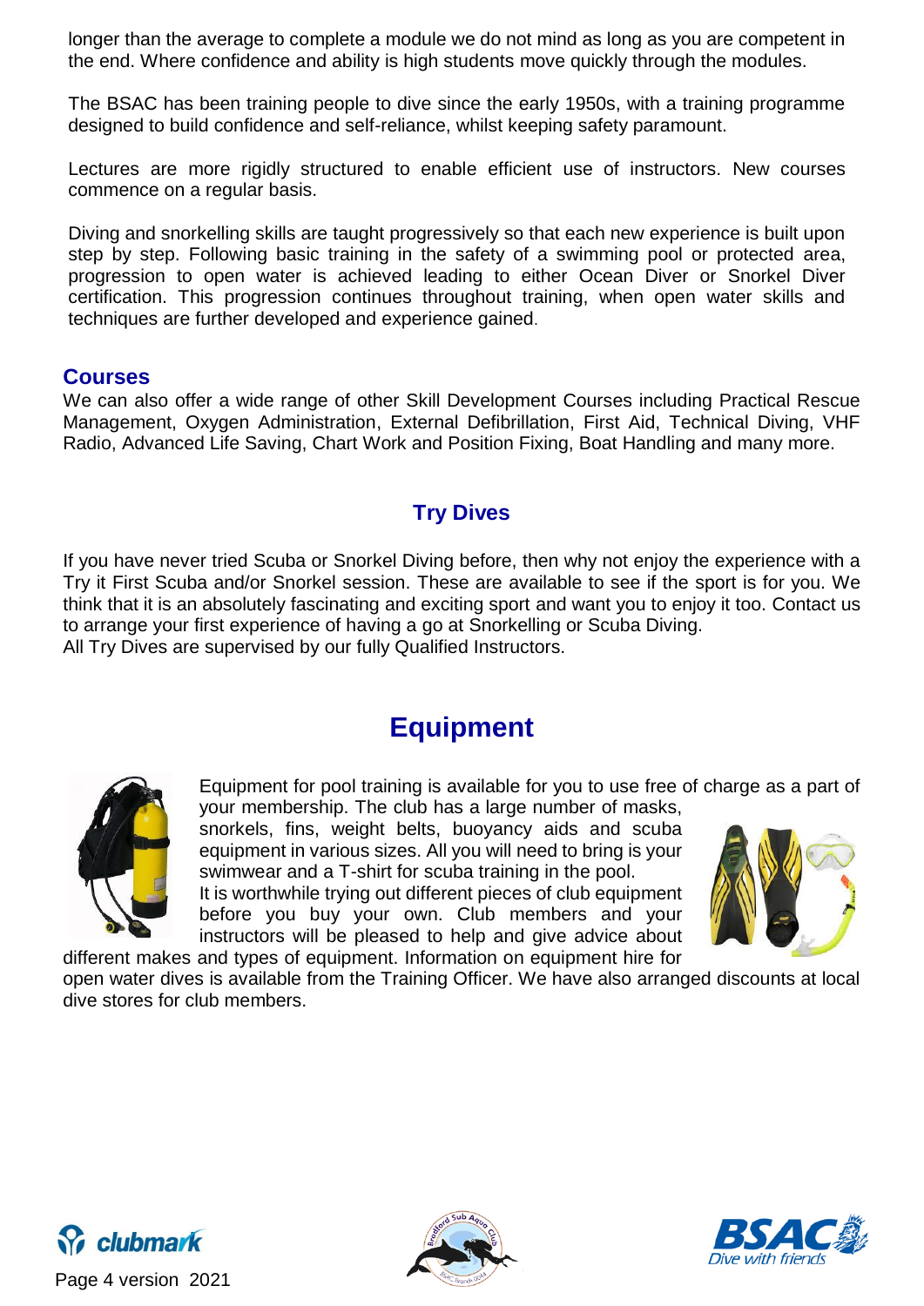longer than the average to complete a module we do not mind as long as you are competent in the end. Where confidence and ability is high students move quickly through the modules.

The BSAC has been training people to dive since the early 1950s, with a training programme designed to build confidence and self-reliance, whilst keeping safety paramount.

Lectures are more rigidly structured to enable efficient use of instructors. New courses commence on a regular basis.

Diving and snorkelling skills are taught progressively so that each new experience is built upon step by step. Following basic training in the safety of a swimming pool or protected area, progression to open water is achieved leading to either Ocean Diver or Snorkel Diver certification. This progression continues throughout training, when open water skills and techniques are further developed and experience gained.

### Courses

We can also offer a wide range of other Skill Development Courses including Practical Rescue Management, Oxygen Administration, External Defibrillation, First Aid, Technical Diving, VHF Radio, Advanced Life Saving, Chart Work and Position Fixing, Boat Handling and many more.

### Try Dives

If you have never tried Scuba or Snorkel Diving before, then why not enjoy the experience with a Try it First Scuba and/or Snorkel session. These are available to see if the sport is for you. We think that it is an absolutely fascinating and exciting sport and want you to enjoy it too. Contact us to arrange your first experience of having a go at Snorkelling or Scuba Diving.
All Try Dives are supervised by our fully Qualified Instructors.

## Equipment

Equipment for pool training is available for you to use free of charge as a part of your membership. The club has a large number of masks, snorkels, fins, weight belts, buoyancy aids and scuba equipment in various sizes. All you will need to bring is your swimwear and a T-shirt for scuba training in the pool.
It is worthwhile trying out different pieces of club equipment before you buy your own. Club members and your instructors will be pleased to help and give advice about different makes and types of equipment. Information on equipment hire for open water dives is available from the Training Officer. We have also arranged discounts at local dive stores for club members.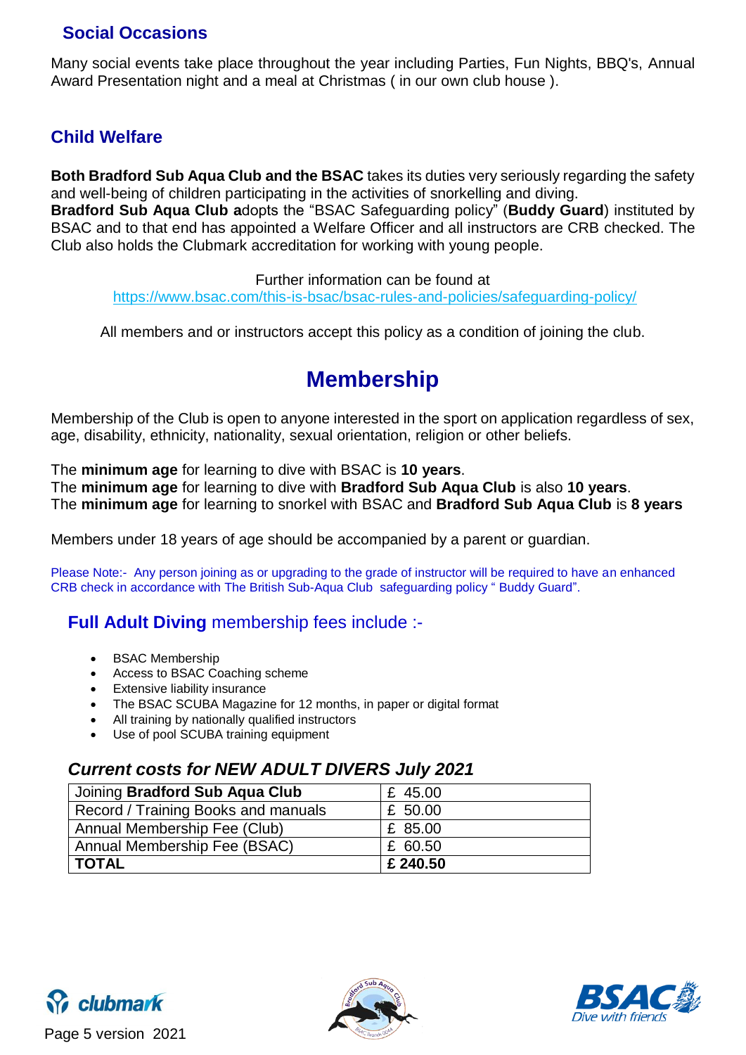## Social Occasions

Many social events take place throughout the year including Parties, Fun Nights, BBQ's, Annual Award Presentation night and a meal at Christmas ( in our own club house ).

## Child Welfare

**Both Bradford Sub Aqua Club and the BSAC** takes its duties very seriously regarding the safety and well-being of children participating in the activities of snorkelling and diving.
**Bradford Sub Aqua Club a**dopts the "BSAC Safeguarding policy" (**Buddy Guard**) instituted by BSAC and to that end has appointed a Welfare Officer and all instructors are CRB checked. The Club also holds the Clubmark accreditation for working with young people.

Further information can be found at
https://www.bsac.com/this-is-bsac/bsac-rules-and-policies/safeguarding-policy/

All members and or instructors accept this policy as a condition of joining the club.

# Membership

Membership of the Club is open to anyone interested in the sport on application regardless of sex, age, disability, ethnicity, nationality, sexual orientation, religion or other beliefs.

The **minimum age** for learning to dive with BSAC is **10 years**.
The **minimum age** for learning to dive with **Bradford Sub Aqua Club** is also **10 years**.
The **minimum age** for learning to snorkel with BSAC and **Bradford Sub Aqua Club** is **8 years**

Members under 18 years of age should be accompanied by a parent or guardian.

Please Note:- Any person joining as or upgrading to the grade of instructor will be required to have an enhanced CRB check in accordance with The British Sub-Aqua Club safeguarding policy " Buddy Guard".

### **Full Adult Diving** membership fees include :-

- BSAC Membership
- Access to BSAC Coaching scheme
- Extensive liability insurance
- The BSAC SCUBA Magazine for 12 months, in paper or digital format
- All training by nationally qualified instructors
- Use of pool SCUBA training equipment

### *Current costs for NEW ADULT DIVERS July 2021*

| Item | Cost |
| --- | --- |
| Joining **Bradford Sub Aqua Club** | £ 45.00 |
| Record / Training Books and manuals | £ 50.00 |
| Annual Membership Fee (Club) | £ 85.00 |
| Annual Membership Fee (BSAC) | £ 60.50 |
| **TOTAL** | **£ 240.50** |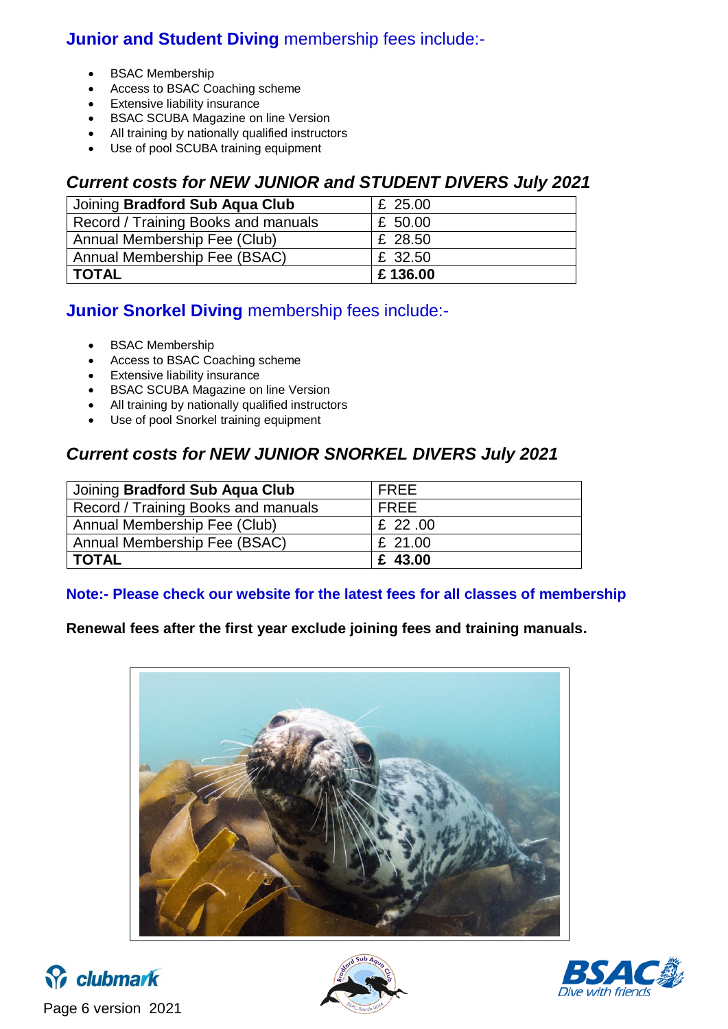## **Junior and Student Diving** membership fees include:-

- BSAC Membership
- Access to BSAC Coaching scheme
- Extensive liability insurance
- BSAC SCUBA Magazine on line Version
- All training by nationally qualified instructors
- Use of pool SCUBA training equipment

### *Current costs for NEW JUNIOR and STUDENT DIVERS July 2021*

| Joining **Bradford Sub Aqua Club** | £ 25.00 |
|---|---|
| Record / Training Books and manuals | £ 50.00 |
| Annual Membership Fee (Club) | £ 28.50 |
| Annual Membership Fee (BSAC) | £ 32.50 |
| **TOTAL** | **£ 136.00** |

## **Junior Snorkel Diving** membership fees include:-

- BSAC Membership
- Access to BSAC Coaching scheme
- Extensive liability insurance
- BSAC SCUBA Magazine on line Version
- All training by nationally qualified instructors
- Use of pool Snorkel training equipment

### *Current costs for NEW JUNIOR SNORKEL DIVERS July 2021*

| Joining **Bradford Sub Aqua Club** | FREE |
|---|---|
| Record / Training Books and manuals | FREE |
| Annual Membership Fee (Club) | £ 22 .00 |
| Annual Membership Fee (BSAC) | £ 21.00 |
| **TOTAL** | **£ 43.00** |

**Note:- Please check our website for the latest fees for all classes of membership**

**Renewal fees after the first year exclude joining fees and training manuals.**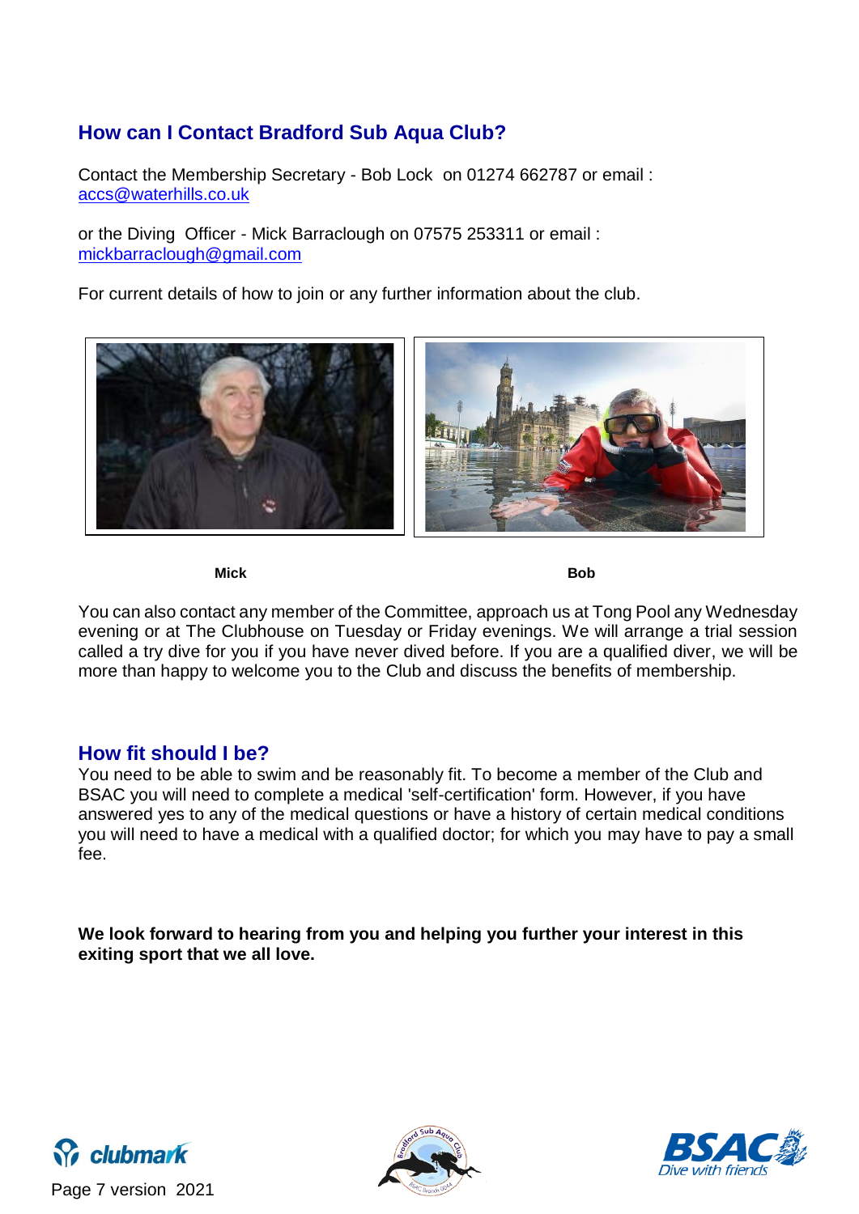## How can I Contact Bradford Sub Aqua Club?

Contact the Membership Secretary - Bob Lock on 01274 662787 or email : accs@waterhills.co.uk

or the Diving Officer - Mick Barraclough on 07575 253311 or email : mickbarraclough@gmail.com

For current details of how to join or any further information about the club.

**Mick** **Bob**

You can also contact any member of the Committee, approach us at Tong Pool any Wednesday evening or at The Clubhouse on Tuesday or Friday evenings. We will arrange a trial session called a try dive for you if you have never dived before. If you are a qualified diver, we will be more than happy to welcome you to the Club and discuss the benefits of membership.

## How fit should I be?

You need to be able to swim and be reasonably fit. To become a member of the Club and BSAC you will need to complete a medical 'self-certification' form. However, if you have answered yes to any of the medical questions or have a history of certain medical conditions you will need to have a medical with a qualified doctor; for which you may have to pay a small fee.

**We look forward to hearing from you and helping you further your interest in this exiting sport that we all love.**

Page 7 version 2021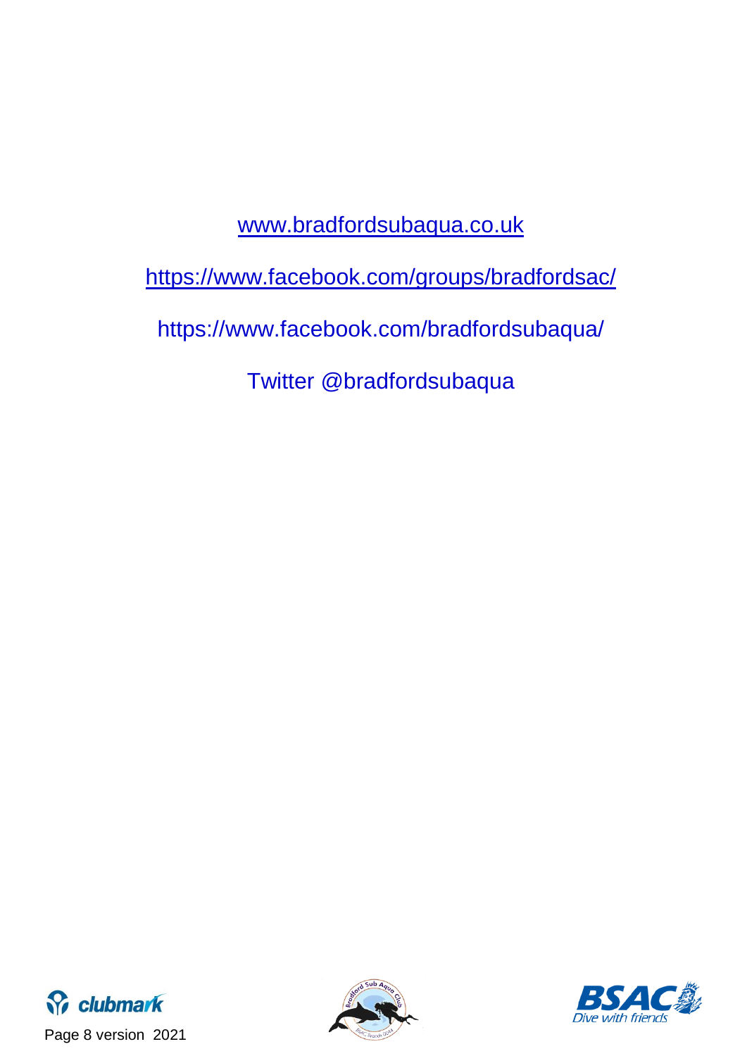www.bradfordsubaqua.co.uk

https://www.facebook.com/groups/bradfordsac/

https://www.facebook.com/bradfordsubaqua/

Twitter @bradfordsubaqua

Page 8 version 2021